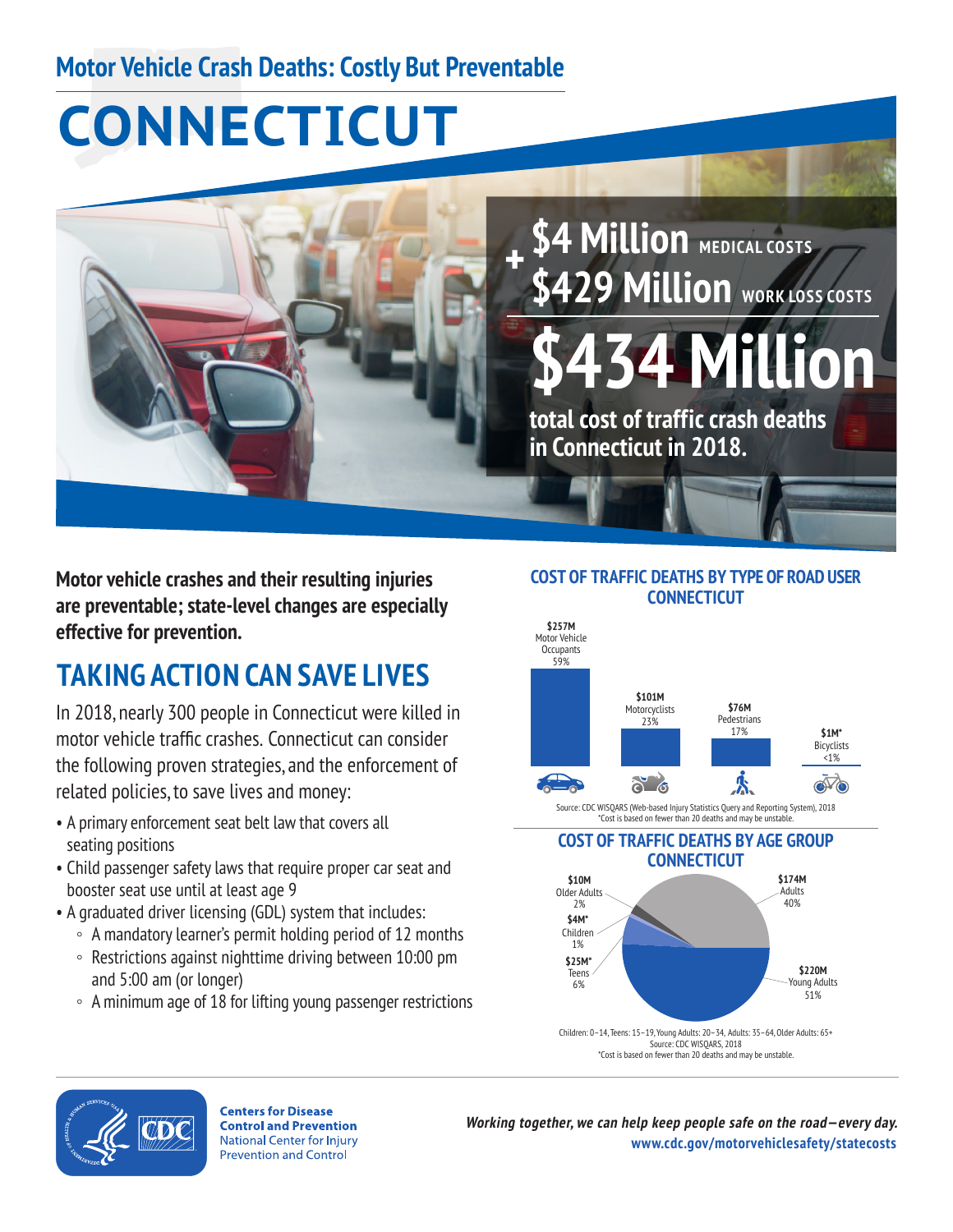## Motor Vehicle Crash Deaths: Costly But Preventable

# CONNECTICUT

**$4 Million** MEDICAL COSTS

**+ $429 Million** WORK LOSS COSTS

**$434 Million**

**total cost of traffic crash deaths in Connecticut in 2018.**

**Motor vehicle crashes and their resulting injuries are preventable; state-level changes are especially effective for prevention.**

## TAKING ACTION CAN SAVE LIVES

In 2018, nearly 300 people in Connecticut were killed in motor vehicle traffic crashes. Connecticut can consider the following proven strategies, and the enforcement of related policies, to save lives and money:

- A primary enforcement seat belt law that covers all seating positions
- Child passenger safety laws that require proper car seat and booster seat use until at least age 9
- A graduated driver licensing (GDL) system that includes:
  - A mandatory learner's permit holding period of 12 months
  - Restrictions against nighttime driving between 10:00 pm and 5:00 am (or longer)
  - A minimum age of 18 for lifting young passenger restrictions

### COST OF TRAFFIC DEATHS BY TYPE OF ROAD USER CONNECTICUT

| Road User | Cost | Percent |
|---|---|---|
| Motor Vehicle Occupants | $257M | 59% |
| Motorcyclists | $101M | 23% |
| Pedestrians | $76M | 17% |
| Bicyclists | $1M* | <1% |

Source: CDC WISQARS (Web-based Injury Statistics Query and Reporting System), 2018
*Cost is based on fewer than 20 deaths and may be unstable.

### COST OF TRAFFIC DEATHS BY AGE GROUP CONNECTICUT

| Age Group | Cost | Percent |
|---|---|---|
| Children | $4M* | 1% |
| Teens | $25M* | 6% |
| Young Adults | $220M | 51% |
| Adults | $174M | 40% |
| Older Adults | $10M | 2% |

Children: 0–14, Teens: 15–19, Young Adults: 20–34, Adults: 35–64, Older Adults: 65+
Source: CDC WISQARS, 2018
*Cost is based on fewer than 20 deaths and may be unstable.

**Centers for Disease Control and Prevention**
National Center for Injury Prevention and Control

*Working together, we can help keep people safe on the road—every day.*
**www.cdc.gov/motorvehiclesafety/statecosts**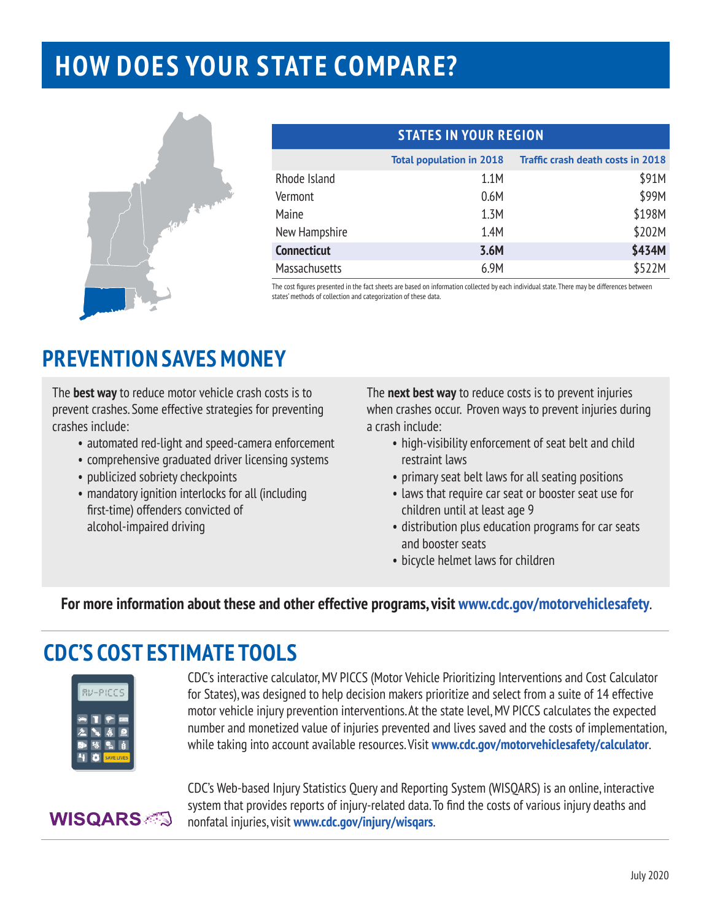# HOW DOES YOUR STATE COMPARE?

| STATES IN YOUR REGION | Total population in 2018 | Traffic crash death costs in 2018 |
|---|---|---|
| Rhode Island | 1.1M | $91M |
| Vermont | 0.6M | $99M |
| Maine | 1.3M | $198M |
| New Hampshire | 1.4M | $202M |
| **Connecticut** | **3.6M** | **$434M** |
| Massachusetts | 6.9M | $522M |

The cost figures presented in the fact sheets are based on information collected by each individual state. There may be differences between states' methods of collection and categorization of these data.

## PREVENTION SAVES MONEY

The **best way** to reduce motor vehicle crash costs is to prevent crashes. Some effective strategies for preventing crashes include:

- automated red-light and speed-camera enforcement
- comprehensive graduated driver licensing systems
- publicized sobriety checkpoints
- mandatory ignition interlocks for all (including first-time) offenders convicted of alcohol-impaired driving

The **next best way** to reduce costs is to prevent injuries when crashes occur. Proven ways to prevent injuries during a crash include:

- high-visibility enforcement of seat belt and child restraint laws
- primary seat belt laws for all seating positions
- laws that require car seat or booster seat use for children until at least age 9
- distribution plus education programs for car seats and booster seats
- bicycle helmet laws for children

**For more information about these and other effective programs, visit www.cdc.gov/motorvehiclesafety.**

## CDC'S COST ESTIMATE TOOLS

CDC's interactive calculator, MV PICCS (Motor Vehicle Prioritizing Interventions and Cost Calculator for States), was designed to help decision makers prioritize and select from a suite of 14 effective motor vehicle injury prevention interventions. At the state level, MV PICCS calculates the expected number and monetized value of injuries prevented and lives saved and the costs of implementation, while taking into account available resources. Visit **www.cdc.gov/motorvehiclesafety/calculator**.

CDC's Web-based Injury Statistics Query and Reporting System (WISQARS) is an online, interactive system that provides reports of injury-related data. To find the costs of various injury deaths and nonfatal injuries, visit **www.cdc.gov/injury/wisqars**.

July 2020